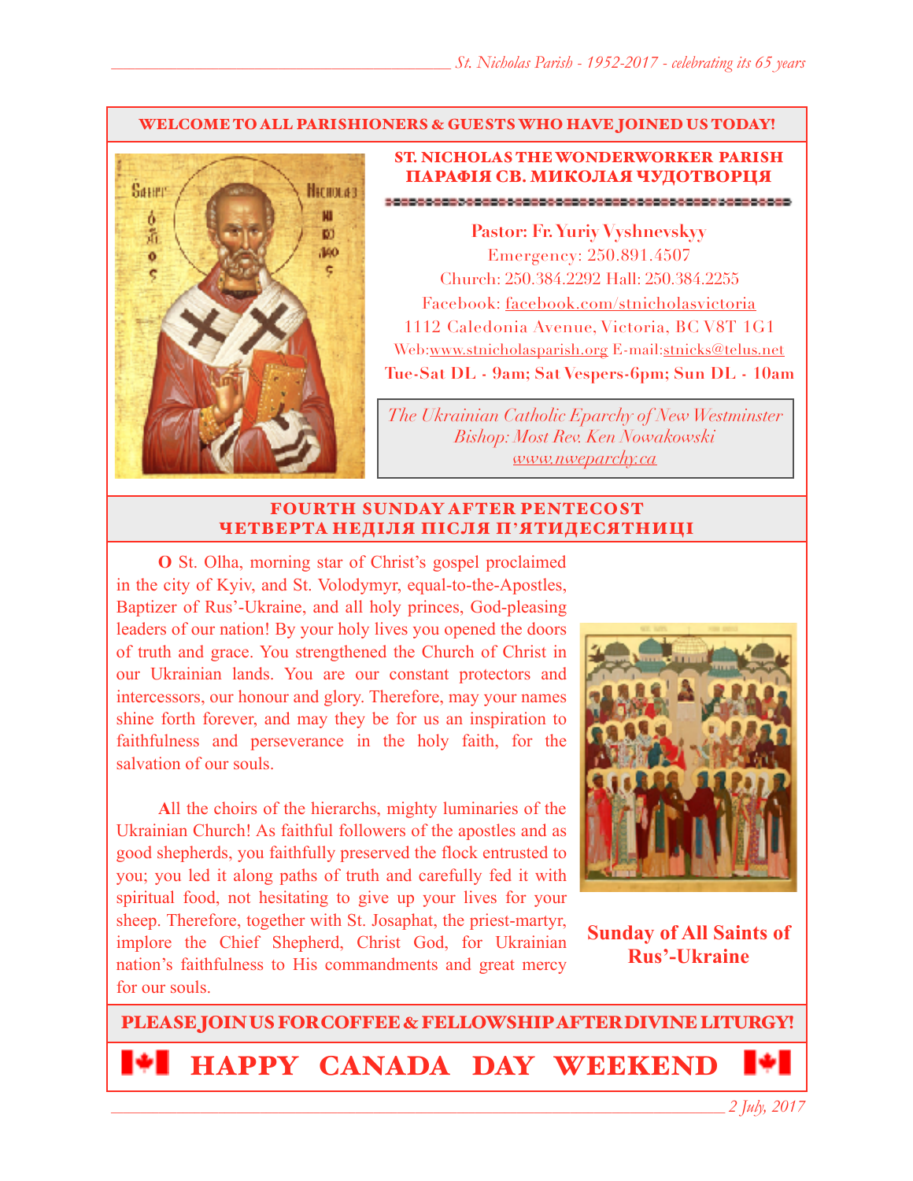**WELCOME TO ALL PARISHIONERS & GUESTS WHO HAVE JOINED US TODAY!**

## ST. NICHOLAS THE WONDERWORKER PARISH
## ПАРАФІЯ СВ. МИКОЛАЯ ЧУДОТВОРЦЯ

**Pastor: Fr. Yuriy Vyshnevskyy**
Emergency: 250.891.4507
Church: 250.384.2292 Hall: 250.384.2255
Facebook: facebook.com/stnicholasvictoria
1112 Caledonia Avenue, Victoria, BC V8T 1G1
Web:www.stnicholasparish.org E-mail:stnicks@telus.net
**Tue-Sat DL - 9am; Sat Vespers-6pm; Sun DL - 10am**

*The Ukrainian Catholic Eparchy of New Westminster*
*Bishop: Most Rev. Ken Nowakowski*
*www.nweparchy.ca*

## FOURTH SUNDAY AFTER PENTECOST
## ЧЕТВЕРТА НЕДІЛЯ ПІСЛЯ П'ЯТИДЕСЯТНИЦІ

**O** St. Olha, morning star of Christ's gospel proclaimed in the city of Kyiv, and St. Volodymyr, equal-to-the-Apostles, Baptizer of Rus'-Ukraine, and all holy princes, God-pleasing leaders of our nation! By your holy lives you opened the doors of truth and grace. You strengthened the Church of Christ in our Ukrainian lands. You are our constant protectors and intercessors, our honour and glory. Therefore, may your names shine forth forever, and may they be for us an inspiration to faithfulness and perseverance in the holy faith, for the salvation of our souls.

**A**ll the choirs of the hierarchs, mighty luminaries of the Ukrainian Church! As faithful followers of the apostles and as good shepherds, you faithfully preserved the flock entrusted to you; you led it along paths of truth and carefully fed it with spiritual food, not hesitating to give up your lives for your sheep. Therefore, together with St. Josaphat, the priest-martyr, implore the Chief Shepherd, Christ God, for Ukrainian nation's faithfulness to His commandments and great mercy for our souls.

**Sunday of All Saints of Rus'-Ukraine**

**PLEASE JOIN US FOR COFFEE & FELLOWSHIP AFTER DIVINE LITURGY!**

**HAPPY CANADA DAY WEEKEND**

*2 July, 2017*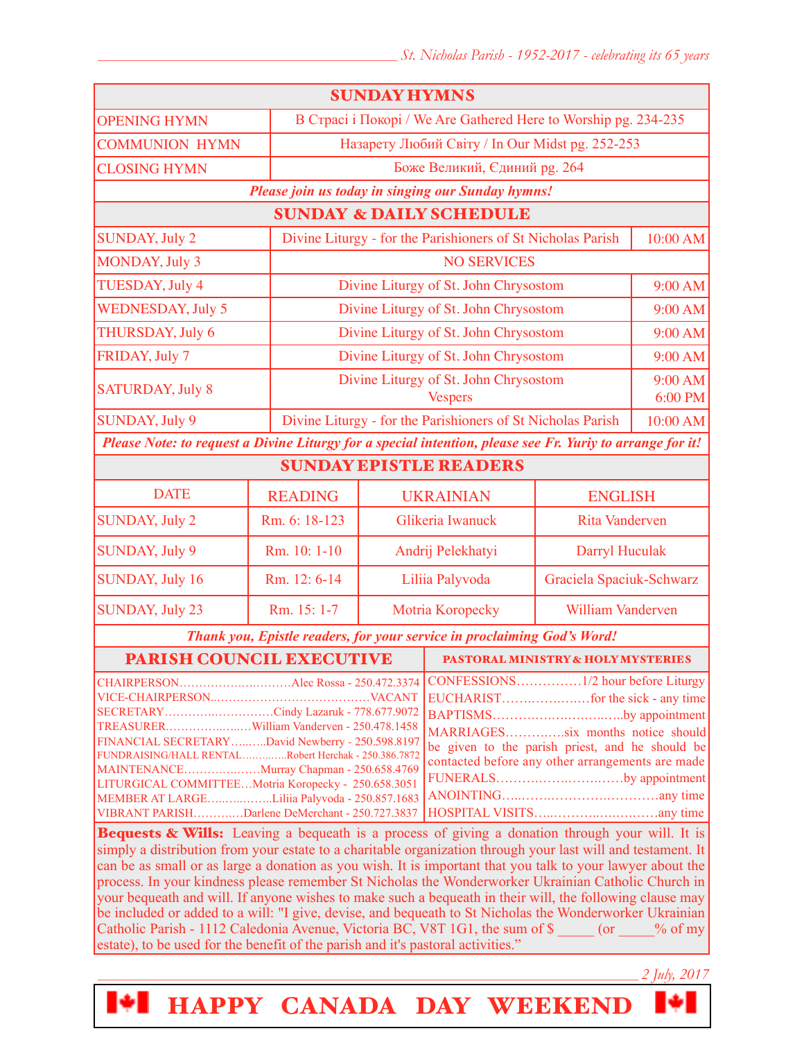## SUNDAY HYMNS

| | |
|---|---|
| OPENING HYMN | В Страсі і Покорі / We Are Gathered Here to Worship pg. 234-235 |
| COMMUNION HYMN | Назарету Любий Світу / In Our Midst pg. 252-253 |
| CLOSING HYMN | Боже Великий, Єдиний pg. 264 |

***Please join us today in singing our Sunday hymns!***

## SUNDAY & DAILY SCHEDULE

| | | |
|---|---|---|
| SUNDAY, July 2 | Divine Liturgy - for the Parishioners of St Nicholas Parish | 10:00 AM |
| MONDAY, July 3 | NO SERVICES | |
| TUESDAY, July 4 | Divine Liturgy of St. John Chrysostom | 9:00 AM |
| WEDNESDAY, July 5 | Divine Liturgy of St. John Chrysostom | 9:00 AM |
| THURSDAY, July 6 | Divine Liturgy of St. John Chrysostom | 9:00 AM |
| FRIDAY, July 7 | Divine Liturgy of St. John Chrysostom | 9:00 AM |
| SATURDAY, July 8 | Divine Liturgy of St. John Chrysostom<br>Vespers | 9:00 AM<br>6:00 PM |
| SUNDAY, July 9 | Divine Liturgy - for the Parishioners of St Nicholas Parish | 10:00 AM |

***Please Note: to request a Divine Liturgy for a special intention, please see Fr. Yuriy to arrange for it!***

## SUNDAY EPISTLE READERS

| DATE | READING | UKRAINIAN | ENGLISH |
|---|---|---|---|
| SUNDAY, July 2 | Rm. 6: 18-123 | Glikeria Iwanuck | Rita Vanderven |
| SUNDAY, July 9 | Rm. 10: 1-10 | Andrij Pelekhatyi | Darryl Huculak |
| SUNDAY, July 16 | Rm. 12: 6-14 | Liliia Palyvoda | Graciela Spaciuk-Schwarz |
| SUNDAY, July 23 | Rm. 15: 1-7 | Motria Koropecky | William Vanderven |

***Thank you, Epistle readers, for your service in proclaiming God's Word!***

## PARISH COUNCIL EXECUTIVE

CHAIRPERSON…………………………Alec Rossa - 250.472.3374
VICE-CHAIRPERSON……………………………………VACANT
SECRETARY………………………Cindy Lazaruk - 778.677.9072
TREASURER…………………William Vanderven - 250.478.1458
FINANCIAL SECRETARY………David Newberry - 250.598.8197
FUNDRAISING/HALL RENTAL…………Robert Herchak - 250.386.7872
MAINTENANCE………………Murray Chapman - 250.658.4769
LITURGICAL COMMITTEE…Motria Koropecky - 250.658.3051
MEMBER AT LARGE………………Liliia Palyvoda - 250.857.1683
VIBRANT PARISH…………Darlene DeMerchant - 250.727.3837

## PASTORAL MINISTRY & HOLY MYSTERIES

CONFESSIONS……………1/2 hour before Liturgy
EUCHARIST………………for the sick - any time
BAPTISMS…………………………by appointment
MARRIAGES…………six months notice should be given to the parish priest, and he should be contacted before any other arrangements are made
FUNERALS…………………………by appointment
ANOINTING……………………………any time
HOSPITAL VISITS…………………………any time

**Bequests & Wills:** Leaving a bequeath is a process of giving a donation through your will. It is simply a distribution from your estate to a charitable organization through your last will and testament. It can be as small or as large a donation as you wish. It is important that you talk to your lawyer about the process. In your kindness please remember St Nicholas the Wonderworker Ukrainian Catholic Church in your bequeath and will. If anyone wishes to make such a bequeath in their will, the following clause may be included or added to a will: "I give, devise, and bequeath to St Nicholas the Wonderworker Ukrainian Catholic Parish - 1112 Caledonia Avenue, Victoria BC, V8T 1G1, the sum of $ _____ (or _____% of my estate), to be used for the benefit of the parish and it's pastoral activities."

# HAPPY CANADA DAY WEEKEND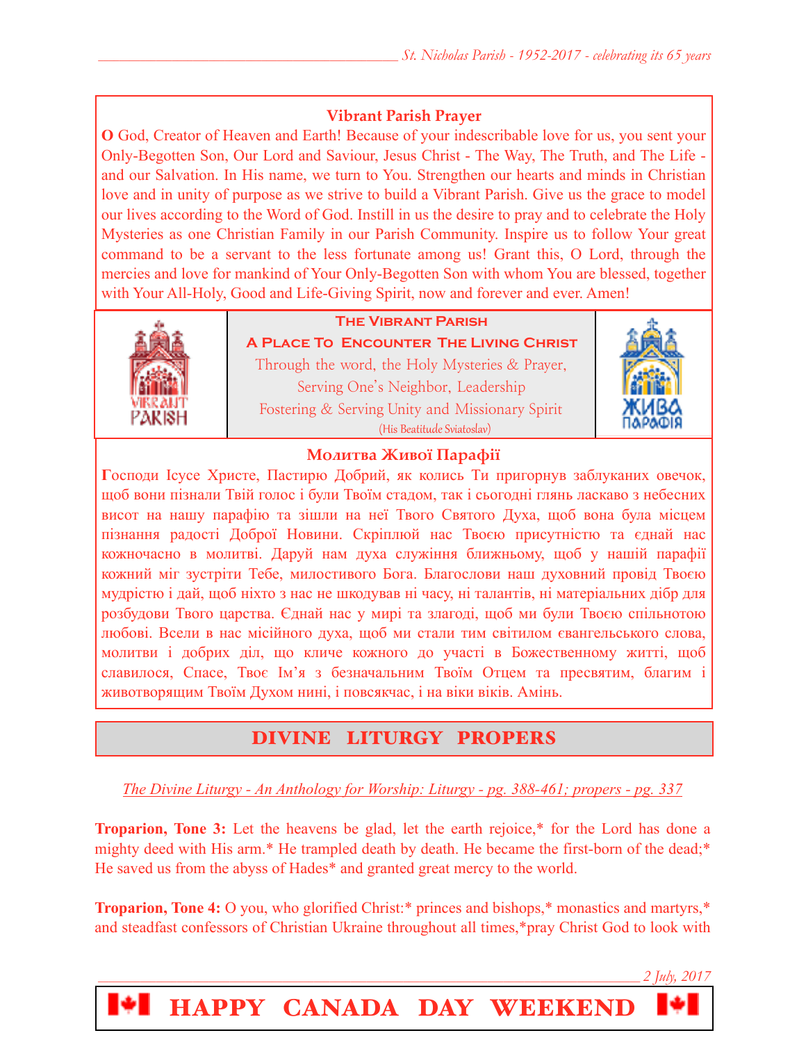### Vibrant Parish Prayer

**O** God, Creator of Heaven and Earth! Because of your indescribable love for us, you sent your Only-Begotten Son, Our Lord and Saviour, Jesus Christ - The Way, The Truth, and The Life - and our Salvation. In His name, we turn to You. Strengthen our hearts and minds in Christian love and in unity of purpose as we strive to build a Vibrant Parish. Give us the grace to model our lives according to the Word of God. Instill in us the desire to pray and to celebrate the Holy Mysteries as one Christian Family in our Parish Community. Inspire us to follow Your great command to be a servant to the less fortunate among us! Grant this, O Lord, through the mercies and love for mankind of Your Only-Begotten Son with whom You are blessed, together with Your All-Holy, Good and Life-Giving Spirit, now and forever and ever. Amen!

VIBRANT PARISH

**The Vibrant Parish**
**A Place To Encounter The Living Christ**
Through the word, the Holy Mysteries & Prayer,
Serving One's Neighbor, Leadership
Fostering & Serving Unity and Missionary Spirit
(His Beatitude Sviatoslav)

ЖИВА ПАРАФІЯ

### Молитва Живої Парафії

**Г**осподи Ісусе Христе, Пастирю Добрий, як колись Ти пригорнув заблуканих овечок, щоб вони пізнали Твій голос і були Твоїм стадом, так і сьогодні глянь ласкаво з небесних висот на нашу парафію та зішли на неї Твого Святого Духа, щоб вона була місцем пізнання радості Доброї Новини. Скріплюй нас Твоєю присутністю та єднай нас кожночасно в молитві. Даруй нам духа служіння ближньому, щоб у нашій парафії кожний міг зустріти Тебе, милостивого Бога. Благослови наш духовний провід Твоєю мудрістю і дай, щоб ніхто з нас не шкодував ні часу, ні талантів, ні матеріальних дібр для розбудови Твого царства. Єднай нас у мирі та злагоді, щоб ми були Твоєю спільнотою любові. Всели в нас місійного духа, щоб ми стали тим світилом євангельського слова, молитви і добрих діл, що кличе кожного до участі в Божественному житті, щоб славилося, Спасе, Твоє Ім'я з безначальним Твоїм Отцем та пресвятим, благим і животворящим Твоїм Духом нині, і повсякчас, і на віки віків. Амінь.

## DIVINE LITURGY PROPERS

*The Divine Liturgy - An Anthology for Worship: Liturgy - pg. 388-461; propers - pg. 337*

**Troparion, Tone 3:** Let the heavens be glad, let the earth rejoice,* for the Lord has done a mighty deed with His arm.* He trampled death by death. He became the first-born of the dead;* He saved us from the abyss of Hades* and granted great mercy to the world.

**Troparion, Tone 4:** O you, who glorified Christ:* princes and bishops,* monastics and martyrs,* and steadfast confessors of Christian Ukraine throughout all times,*pray Christ God to look with

2 July, 2017

**HAPPY CANADA DAY WEEKEND**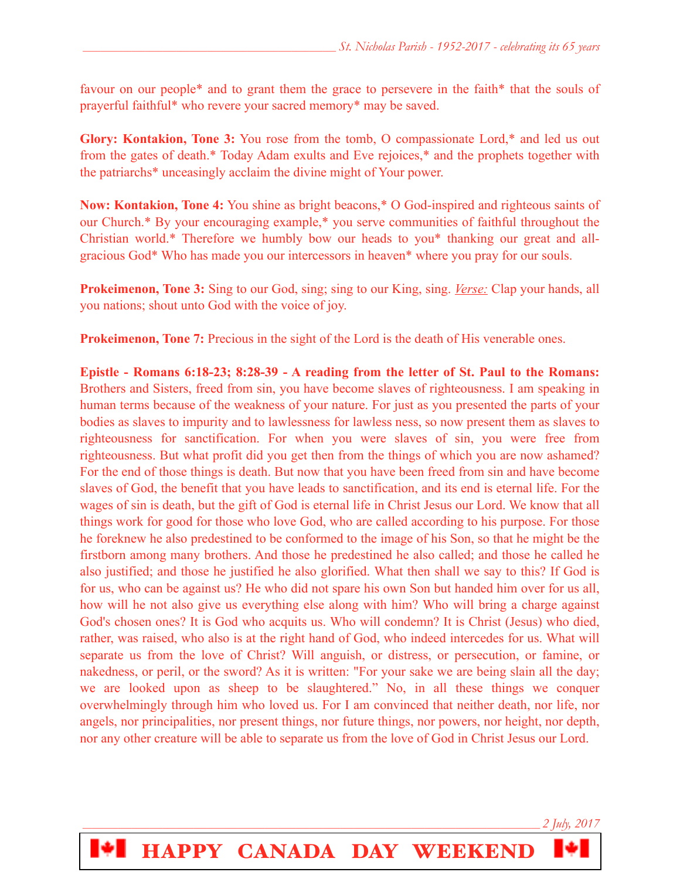favour on our people* and to grant them the grace to persevere in the faith* that the souls of prayerful faithful* who revere your sacred memory* may be saved.

**Glory: Kontakion, Tone 3:** You rose from the tomb, O compassionate Lord,* and led us out from the gates of death.* Today Adam exults and Eve rejoices,* and the prophets together with the patriarchs* unceasingly acclaim the divine might of Your power.

**Now: Kontakion, Tone 4:** You shine as bright beacons,* O God-inspired and righteous saints of our Church.* By your encouraging example,* you serve communities of faithful throughout the Christian world.* Therefore we humbly bow our heads to you* thanking our great and all-gracious God* Who has made you our intercessors in heaven* where you pray for our souls.

**Prokeimenon, Tone 3:** Sing to our God, sing; sing to our King, sing. *Verse:* Clap your hands, all you nations; shout unto God with the voice of joy.

**Prokeimenon, Tone 7:** Precious in the sight of the Lord is the death of His venerable ones.

**Epistle - Romans 6:18-23; 8:28-39 - A reading from the letter of St. Paul to the Romans:** Brothers and Sisters, freed from sin, you have become slaves of righteousness. I am speaking in human terms because of the weakness of your nature. For just as you presented the parts of your bodies as slaves to impurity and to lawlessness for lawless ness, so now present them as slaves to righteousness for sanctification. For when you were slaves of sin, you were free from righteousness. But what profit did you get then from the things of which you are now ashamed? For the end of those things is death. But now that you have been freed from sin and have become slaves of God, the benefit that you have leads to sanctification, and its end is eternal life. For the wages of sin is death, but the gift of God is eternal life in Christ Jesus our Lord. We know that all things work for good for those who love God, who are called according to his purpose. For those he foreknew he also predestined to be conformed to the image of his Son, so that he might be the firstborn among many brothers. And those he predestined he also called; and those he called he also justified; and those he justified he also glorified. What then shall we say to this? If God is for us, who can be against us? He who did not spare his own Son but handed him over for us all, how will he not also give us everything else along with him? Who will bring a charge against God's chosen ones? It is God who acquits us. Who will condemn? It is Christ (Jesus) who died, rather, was raised, who also is at the right hand of God, who indeed intercedes for us. What will separate us from the love of Christ? Will anguish, or distress, or persecution, or famine, or nakedness, or peril, or the sword? As it is written: "For your sake we are being slain all the day; we are looked upon as sheep to be slaughtered." No, in all these things we conquer overwhelmingly through him who loved us. For I am convinced that neither death, nor life, nor angels, nor principalities, nor present things, nor future things, nor powers, nor height, nor depth, nor any other creature will be able to separate us from the love of God in Christ Jesus our Lord.

**HAPPY CANADA DAY WEEKEND**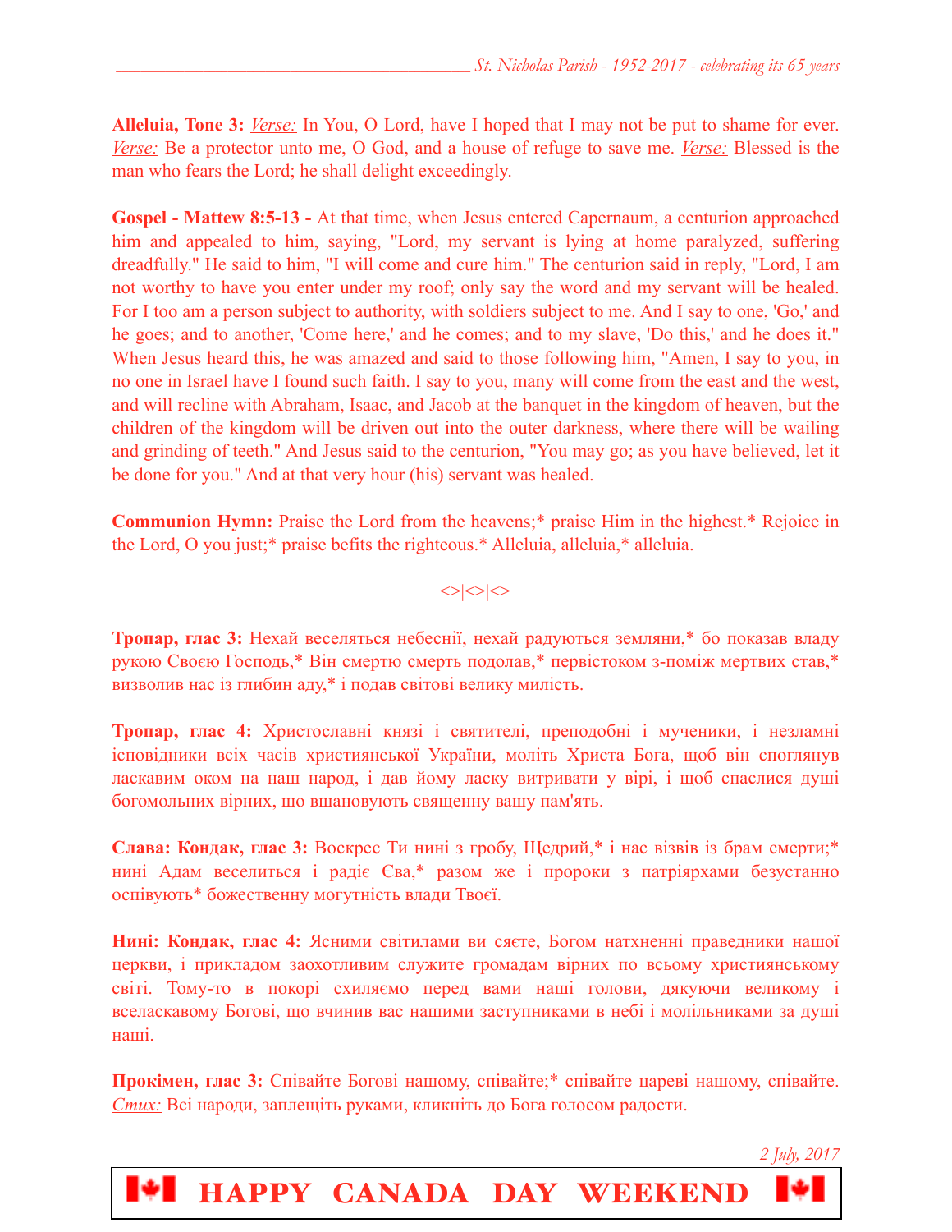**Alleluia, Tone 3:** *Verse:* In You, O Lord, have I hoped that I may not be put to shame for ever. *Verse:* Be a protector unto me, O God, and a house of refuge to save me. *Verse:* Blessed is the man who fears the Lord; he shall delight exceedingly.

**Gospel - Mattew 8:5-13 -** At that time, when Jesus entered Capernaum, a centurion approached him and appealed to him, saying, "Lord, my servant is lying at home paralyzed, suffering dreadfully." He said to him, "I will come and cure him." The centurion said in reply, "Lord, I am not worthy to have you enter under my roof; only say the word and my servant will be healed. For I too am a person subject to authority, with soldiers subject to me. And I say to one, 'Go,' and he goes; and to another, 'Come here,' and he comes; and to my slave, 'Do this,' and he does it." When Jesus heard this, he was amazed and said to those following him, "Amen, I say to you, in no one in Israel have I found such faith. I say to you, many will come from the east and the west, and will recline with Abraham, Isaac, and Jacob at the banquet in the kingdom of heaven, but the children of the kingdom will be driven out into the outer darkness, where there will be wailing and grinding of teeth." And Jesus said to the centurion, "You may go; as you have believed, let it be done for you." And at that very hour (his) servant was healed.

**Communion Hymn:** Praise the Lord from the heavens;* praise Him in the highest.* Rejoice in the Lord, O you just;* praise befits the righteous.* Alleluia, alleluia,* alleluia.

<>|<>|<>

**Тропар, глас 3:** Нехай веселяться небеснії, нехай радуються земляни,* бо показав владу рукою Своєю Господь,* Він смертю смерть подолав,* первістоком з-поміж мертвих став,* визволив нас із глибин аду,* і подав світові велику милість.

**Тропар, глас 4:** Христославні князі і святителі, преподобні і мученики, і незламні ісповідники всіх часів християнської України, моліть Христа Бога, щоб він споглянув ласкавим оком на наш народ, і дав йому ласку витривати у вірі, і щоб спаслися душі богомольних вірних, що вшановують священну вашу пам'ять.

**Слава: Кондак, глас 3:** Воскрес Ти нині з гробу, Щедрий,* і нас візвів із брам смерти;* нині Адам веселиться і радіє Єва,* разом же і пророки з патріярхами безустанно оспівують* божественну могутність влади Твоєї.

**Нині: Кондак, глас 4:** Ясними світилами ви сяєте, Богом натхненні праведники нашої церкви, і прикладом заохотливим служите громадам вірних по всьому християнському світі. Тому-то в покорі схиляємо перед вами наші голови, дякуючи великому і вселаскавому Богові, що вчинив вас нашими заступниками в небі і молільниками за душі наші.

**Прокімен, глас 3:** Співайте Богові нашому, співайте;* співайте цареві нашому, співайте. *Стих:* Всі народи, заплещіть руками, кликніть до Бога голосом радости.

**HAPPY CANADA DAY WEEKEND**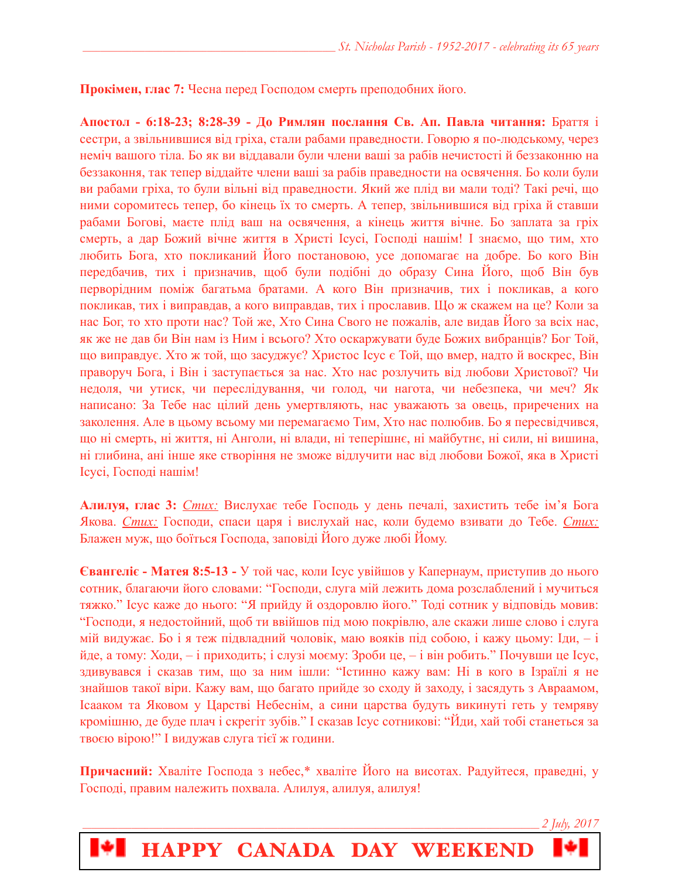**Прокімен, глас 7:** Чесна перед Господом смерть преподобних його.

**Апостол - 6:18-23; 8:28-39 - До Римлян послання Св. Ап. Павла читання:** Браття і сестри, а звільнившися від гріха, стали рабами праведности. Говорю я по-людському, через неміч вашого тіла. Бо як ви віддавали були члени ваші за рабів нечистості й беззаконню на беззаконня, так тепер віддайте члени ваші за рабів праведности на освячення. Бо коли були ви рабами гріха, то були вільні від праведности. Який же плід ви мали тоді? Такі речі, що ними соромитесь тепер, бо кінець їх то смерть. А тепер, звільнившися від гріха й ставши рабами Богові, маєте плід ваш на освячення, а кінець життя вічне. Бо заплата за гріх смерть, а дар Божий вічне життя в Христі Ісусі, Господі нашім! І знаємо, що тим, хто любить Бога, хто покликаний Його постановою, усе допомагає на добре. Бо кого Він передбачив, тих і призначив, щоб були подібні до образу Сина Його, щоб Він був первородним поміж багатьма братами. А кого Він призначив, тих і покликав, а кого покликав, тих і виправдав, а кого виправдав, тих і прославив. Що ж скажем на це? Коли за нас Бог, то хто проти нас? Той же, Хто Сина Свого не пожалів, але видав Його за всіх нас, як же не дав би Він нам із Ним і всього? Хто оскаржувати буде Божих вибранців? Бог Той, що виправдує. Хто ж той, що засуджує? Христос Ісус є Той, що вмер, надто й воскрес, Він праворуч Бога, і Він і заступається за нас. Хто нас розлучить від любови Христової? Чи недоля, чи утиск, чи переслідування, чи голод, чи нагота, чи небезпека, чи меч? Як написано: За Тебе нас цілий день умертвляють, нас уважають за овець, приречених на заколення. Але в цьому всьому ми перемагаємо Тим, Хто нас полюбив. Бо я пересвідчився, що ні смерть, ні життя, ні Анголи, ні влади, ні теперішнє, ні майбутнє, ні сили, ні вишина, ні глибина, ані інше яке створіння не зможе відлучити нас від любови Божої, яка в Христі Ісусі, Господі нашім!

**Алилуя, глас 3:** *Стих:* Вислухає тебе Господь у день печалі, захистить тебе ім'я Бога Якова. *Стих:* Господи, спаси царя і вислухай нас, коли будемо взивати до Тебе. *Стих:* Блажен муж, що боїться Господа, заповіді Його дуже любі Йому.

**Євангеліє - Матея 8:5-13 -** У той час, коли Ісус увійшов у Капернаум, приступив до нього сотник, благаючи його словами: "Господи, слуга мій лежить дома розслаблений і мучиться тяжко." Ісус каже до нього: "Я прийду й оздоровлю його." Тоді сотник у відповідь мовив: "Господи, я недостойний, щоб ти ввійшов під мою покрівлю, але скажи лише слово і слуга мій видужає. Бо і я теж підвладний чоловік, маю вояків під собою, і кажу цьому: Іди, – і йде, а тому: Ходи, – і приходить; і слузі моєму: Зроби це, – і він робить." Почувши це Ісус, здивувався і сказав тим, що за ним ішли: "Істинно кажу вам: Ні в кого в Ізраїлі я не знайшов такої віри. Кажу вам, що багато прийде зо сходу й заходу, і засядуть з Авраамом, Ісааком та Яковом у Царстві Небеснім, а сини царства будуть викинуті геть у темряву кромішню, де буде плач і скрегіт зубів." І сказав Ісус сотникові: "Йди, хай тобі станеться за твоєю вірою!" І видужав слуга тієї ж години.

**Причасний:** Хваліте Господа з небес,* хваліте Його на висотах. Радуйтеся, праведні, у Господі, правим належить похвала. Алилуя, алилуя, алилуя!

HAPPY CANADA DAY WEEKEND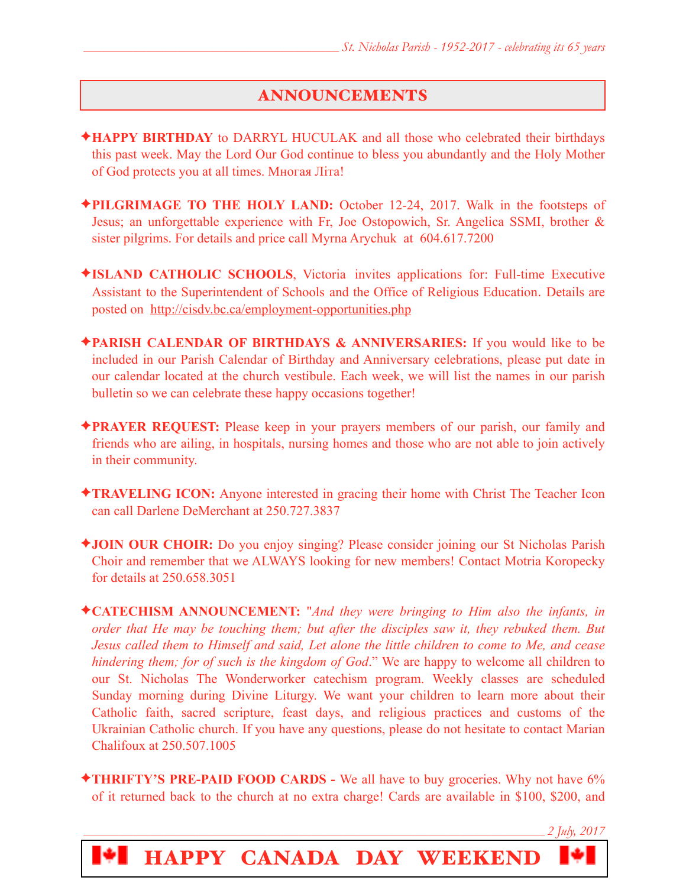# ANNOUNCEMENTS

✦**HAPPY BIRTHDAY** to DARRYL HUCULAK and all those who celebrated their birthdays this past week. May the Lord Our God continue to bless you abundantly and the Holy Mother of God protects you at all times. Многая Літа!

✦**PILGRIMAGE TO THE HOLY LAND:** October 12-24, 2017. Walk in the footsteps of Jesus; an unforgettable experience with Fr, Joe Ostopowich, Sr. Angelica SSMI, brother & sister pilgrims. For details and price call Myrna Arychuk at 604.617.7200

✦**ISLAND CATHOLIC SCHOOLS**, Victoria invites applications for: Full-time Executive Assistant to the Superintendent of Schools and the Office of Religious Education. Details are posted on http://cisdv.bc.ca/employment-opportunities.php

✦**PARISH CALENDAR OF BIRTHDAYS & ANNIVERSARIES:** If you would like to be included in our Parish Calendar of Birthday and Anniversary celebrations, please put date in our calendar located at the church vestibule. Each week, we will list the names in our parish bulletin so we can celebrate these happy occasions together!

✦**PRAYER REQUEST:** Please keep in your prayers members of our parish, our family and friends who are ailing, in hospitals, nursing homes and those who are not able to join actively in their community.

✦**TRAVELING ICON:** Anyone interested in gracing their home with Christ The Teacher Icon can call Darlene DeMerchant at 250.727.3837

✦**JOIN OUR CHOIR:** Do you enjoy singing? Please consider joining our St Nicholas Parish Choir and remember that we ALWAYS looking for new members! Contact Motria Koropecky for details at 250.658.3051

✦**CATECHISM ANNOUNCEMENT:** "*And they were bringing to Him also the infants, in order that He may be touching them; but after the disciples saw it, they rebuked them. But Jesus called them to Himself and said, Let alone the little children to come to Me, and cease hindering them; for of such is the kingdom of God*." We are happy to welcome all children to our St. Nicholas The Wonderworker catechism program. Weekly classes are scheduled Sunday morning during Divine Liturgy. We want your children to learn more about their Catholic faith, sacred scripture, feast days, and religious practices and customs of the Ukrainian Catholic church. If you have any questions, please do not hesitate to contact Marian Chalifoux at 250.507.1005

✦**THRIFTY'S PRE-PAID FOOD CARDS -** We all have to buy groceries. Why not have 6% of it returned back to the church at no extra charge! Cards are available in $100, $200, and

**HAPPY CANADA DAY WEEKEND**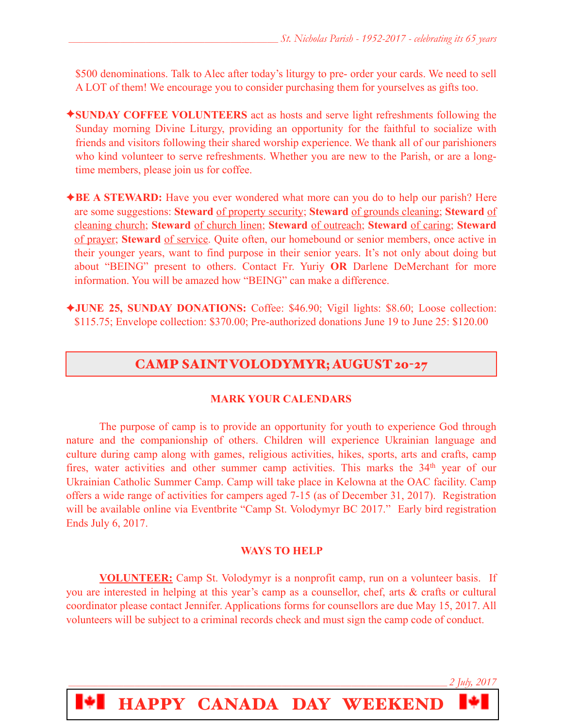$500 denominations. Talk to Alec after today's liturgy to pre- order your cards. We need to sell A LOT of them! We encourage you to consider purchasing them for yourselves as gifts too.

✦**SUNDAY COFFEE VOLUNTEERS** act as hosts and serve light refreshments following the Sunday morning Divine Liturgy, providing an opportunity for the faithful to socialize with friends and visitors following their shared worship experience. We thank all of our parishioners who kind volunteer to serve refreshments. Whether you are new to the Parish, or are a long-time members, please join us for coffee.

✦**BE A STEWARD:** Have you ever wondered what more can you do to help our parish? Here are some suggestions: **Steward** of property security; **Steward** of grounds cleaning; **Steward** of cleaning church; **Steward** of church linen; **Steward** of outreach; **Steward** of caring; **Steward** of prayer; **Steward** of service. Quite often, our homebound or senior members, once active in their younger years, want to find purpose in their senior years. It's not only about doing but about "BEING" present to others. Contact Fr. Yuriy **OR** Darlene DeMerchant for more information. You will be amazed how "BEING" can make a difference.

✦**JUNE 25, SUNDAY DONATIONS:** Coffee: $46.90; Vigil lights: $8.60; Loose collection: $115.75; Envelope collection: $370.00; Pre-authorized donations June 19 to June 25: $120.00

## CAMP SAINT VOLODYMYR; AUGUST 20-27

### MARK YOUR CALENDARS

The purpose of camp is to provide an opportunity for youth to experience God through nature and the companionship of others. Children will experience Ukrainian language and culture during camp along with games, religious activities, hikes, sports, arts and crafts, camp fires, water activities and other summer camp activities. This marks the 34th year of our Ukrainian Catholic Summer Camp. Camp will take place in Kelowna at the OAC facility. Camp offers a wide range of activities for campers aged 7-15 (as of December 31, 2017). Registration will be available online via Eventbrite "Camp St. Volodymyr BC 2017." Early bird registration Ends July 6, 2017.

### WAYS TO HELP

**VOLUNTEER:** Camp St. Volodymyr is a nonprofit camp, run on a volunteer basis. If you are interested in helping at this year's camp as a counsellor, chef, arts & crafts or cultural coordinator please contact Jennifer. Applications forms for counsellors are due May 15, 2017. All volunteers will be subject to a criminal records check and must sign the camp code of conduct.

**HAPPY CANADA DAY WEEKEND**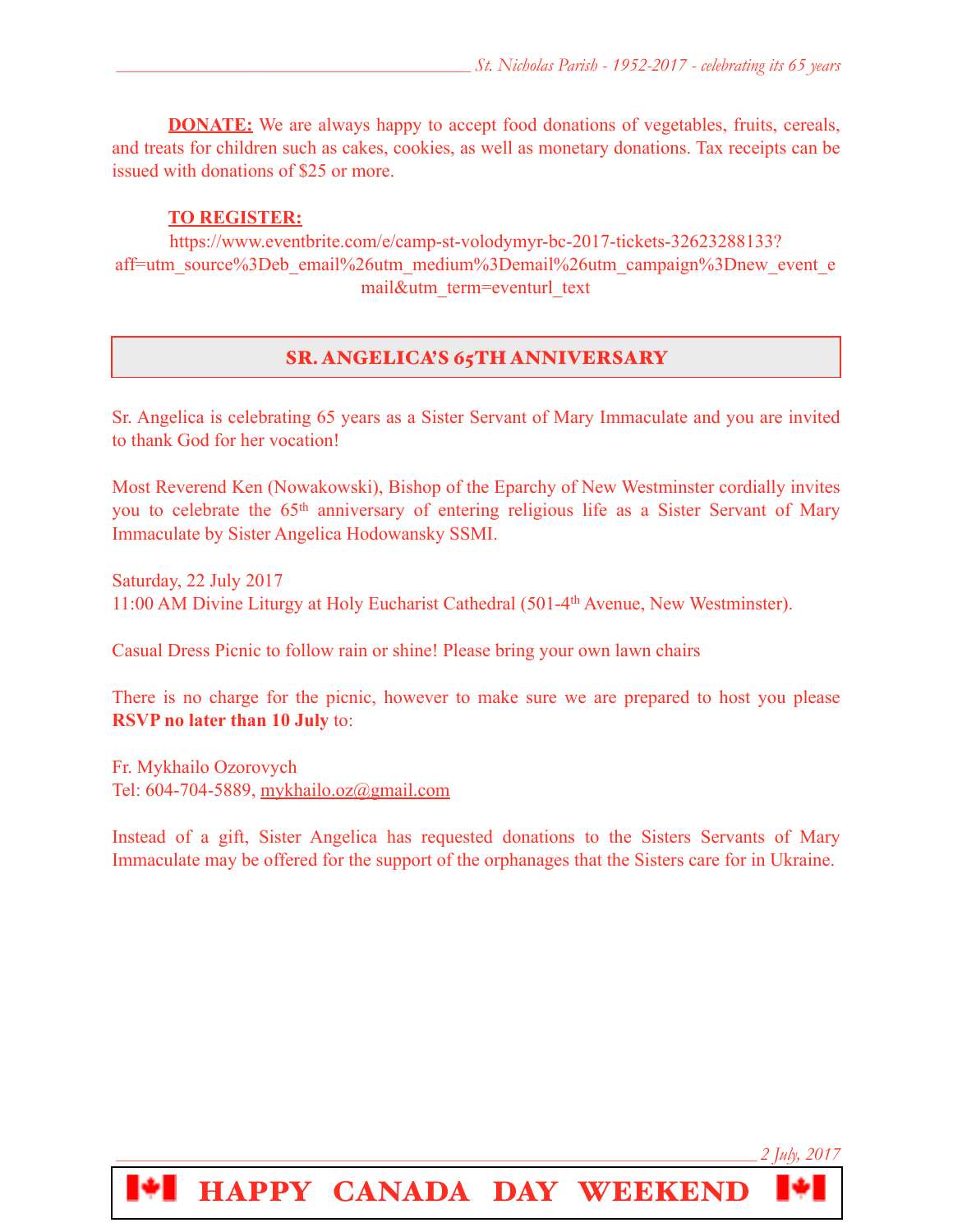**DONATE:** We are always happy to accept food donations of vegetables, fruits, cereals, and treats for children such as cakes, cookies, as well as monetary donations. Tax receipts can be issued with donations of $25 or more.

**TO REGISTER:**

https://www.eventbrite.com/e/camp-st-volodymyr-bc-2017-tickets-32623288133?aff=utm_source%3Deb_email%26utm_medium%3Demail%26utm_campaign%3Dnew_event_email&utm_term=eventurl_text

## SR. ANGELICA'S 65TH ANNIVERSARY

Sr. Angelica is celebrating 65 years as a Sister Servant of Mary Immaculate and you are invited to thank God for her vocation!

Most Reverend Ken (Nowakowski), Bishop of the Eparchy of New Westminster cordially invites you to celebrate the 65th anniversary of entering religious life as a Sister Servant of Mary Immaculate by Sister Angelica Hodowansky SSMI.

Saturday, 22 July 2017
11:00 AM Divine Liturgy at Holy Eucharist Cathedral (501-4th Avenue, New Westminster).

Casual Dress Picnic to follow rain or shine! Please bring your own lawn chairs

There is no charge for the picnic, however to make sure we are prepared to host you please **RSVP no later than 10 July** to:

Fr. Mykhailo Ozorovych
Tel: 604-704-5889, mykhailo.oz@gmail.com

Instead of a gift, Sister Angelica has requested donations to the Sisters Servants of Mary Immaculate may be offered for the support of the orphanages that the Sisters care for in Ukraine.

**HAPPY CANADA DAY WEEKEND**